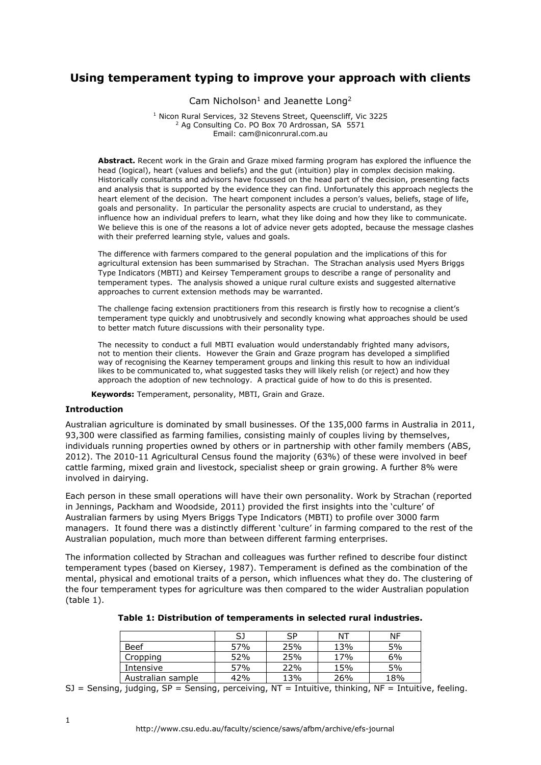# Using temperament typing to improve your approach with clients

Cam Nicholson[1] and Jeanette Long[2]

[1] Nicon Rural Services, 32 Stevens Street, Queenscliff, Vic 3225
[2] Ag Consulting Co. PO Box 70 Ardrossan, SA 5571
Email: cam@niconrural.com.au

**Abstract.** Recent work in the Grain and Graze mixed farming program has explored the influence the head (logical), heart (values and beliefs) and the gut (intuition) play in complex decision making. Historically consultants and advisors have focussed on the head part of the decision, presenting facts and analysis that is supported by the evidence they can find. Unfortunately this approach neglects the heart element of the decision. The heart component includes a person's values, beliefs, stage of life, goals and personality. In particular the personality aspects are crucial to understand, as they influence how an individual prefers to learn, what they like doing and how they like to communicate. We believe this is one of the reasons a lot of advice never gets adopted, because the message clashes with their preferred learning style, values and goals.

The difference with farmers compared to the general population and the implications of this for agricultural extension has been summarised by Strachan. The Strachan analysis used Myers Briggs Type Indicators (MBTI) and Keirsey Temperament groups to describe a range of personality and temperament types. The analysis showed a unique rural culture exists and suggested alternative approaches to current extension methods may be warranted.

The challenge facing extension practitioners from this research is firstly how to recognise a client's temperament type quickly and unobtrusively and secondly knowing what approaches should be used to better match future discussions with their personality type.

The necessity to conduct a full MBTI evaluation would understandably frighted many advisors, not to mention their clients. However the Grain and Graze program has developed a simplified way of recognising the Kearney temperament groups and linking this result to how an individual likes to be communicated to, what suggested tasks they will likely relish (or reject) and how they approach the adoption of new technology. A practical guide of how to do this is presented.

**Keywords:** Temperament, personality, MBTI, Grain and Graze.

## Introduction

Australian agriculture is dominated by small businesses. Of the 135,000 farms in Australia in 2011, 93,300 were classified as farming families, consisting mainly of couples living by themselves, individuals running properties owned by others or in partnership with other family members (ABS, 2012). The 2010-11 Agricultural Census found the majority (63%) of these were involved in beef cattle farming, mixed grain and livestock, specialist sheep or grain growing. A further 8% were involved in dairying.

Each person in these small operations will have their own personality. Work by Strachan (reported in Jennings, Packham and Woodside, 2011) provided the first insights into the 'culture' of Australian farmers by using Myers Briggs Type Indicators (MBTI) to profile over 3000 farm managers. It found there was a distinctly different 'culture' in farming compared to the rest of the Australian population, much more than between different farming enterprises.

The information collected by Strachan and colleagues was further refined to describe four distinct temperament types (based on Kiersey, 1987). Temperament is defined as the combination of the mental, physical and emotional traits of a person, which influences what they do. The clustering of the four temperament types for agriculture was then compared to the wider Australian population (table 1).

**Table 1: Distribution of temperaments in selected rural industries.**

| | SJ | SP | NT | NF |
|---|---|---|---|---|
| Beef | 57% | 25% | 13% | 5% |
| Cropping | 52% | 25% | 17% | 6% |
| Intensive | 57% | 22% | 15% | 5% |
| Australian sample | 42% | 13% | 26% | 18% |

SJ = Sensing, judging, SP = Sensing, perceiving, NT = Intuitive, thinking, NF = Intuitive, feeling.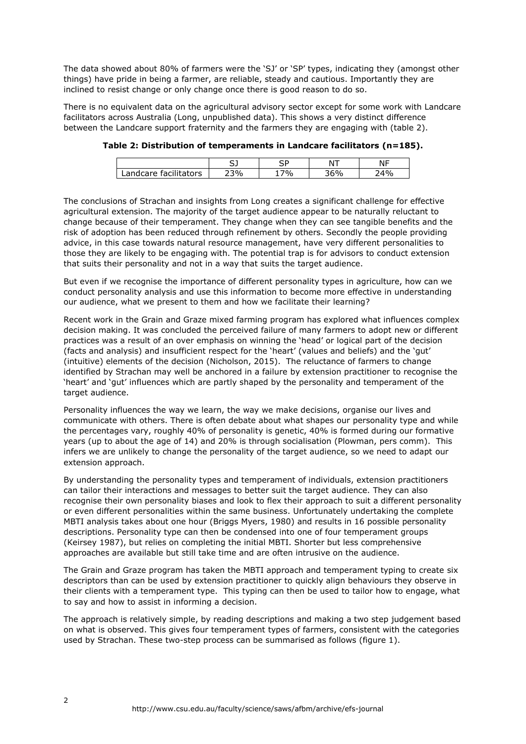The data showed about 80% of farmers were the 'SJ' or 'SP' types, indicating they (amongst other things) have pride in being a farmer, are reliable, steady and cautious. Importantly they are inclined to resist change or only change once there is good reason to do so.

There is no equivalent data on the agricultural advisory sector except for some work with Landcare facilitators across Australia (Long, unpublished data). This shows a very distinct difference between the Landcare support fraternity and the farmers they are engaging with (table 2).

**Table 2: Distribution of temperaments in Landcare facilitators (n=185).**

| | SJ | SP | NT | NF |
|---|---|---|---|---|
| Landcare facilitators | 23% | 17% | 36% | 24% |

The conclusions of Strachan and insights from Long creates a significant challenge for effective agricultural extension. The majority of the target audience appear to be naturally reluctant to change because of their temperament. They change when they can see tangible benefits and the risk of adoption has been reduced through refinement by others. Secondly the people providing advice, in this case towards natural resource management, have very different personalities to those they are likely to be engaging with. The potential trap is for advisors to conduct extension that suits their personality and not in a way that suits the target audience.

But even if we recognise the importance of different personality types in agriculture, how can we conduct personality analysis and use this information to become more effective in understanding our audience, what we present to them and how we facilitate their learning?

Recent work in the Grain and Graze mixed farming program has explored what influences complex decision making. It was concluded the perceived failure of many farmers to adopt new or different practices was a result of an over emphasis on winning the 'head' or logical part of the decision (facts and analysis) and insufficient respect for the 'heart' (values and beliefs) and the 'gut' (intuitive) elements of the decision (Nicholson, 2015). The reluctance of farmers to change identified by Strachan may well be anchored in a failure by extension practitioner to recognise the 'heart' and 'gut' influences which are partly shaped by the personality and temperament of the target audience.

Personality influences the way we learn, the way we make decisions, organise our lives and communicate with others. There is often debate about what shapes our personality type and while the percentages vary, roughly 40% of personality is genetic, 40% is formed during our formative years (up to about the age of 14) and 20% is through socialisation (Plowman, pers comm). This infers we are unlikely to change the personality of the target audience, so we need to adapt our extension approach.

By understanding the personality types and temperament of individuals, extension practitioners can tailor their interactions and messages to better suit the target audience. They can also recognise their own personality biases and look to flex their approach to suit a different personality or even different personalities within the same business. Unfortunately undertaking the complete MBTI analysis takes about one hour (Briggs Myers, 1980) and results in 16 possible personality descriptions. Personality type can then be condensed into one of four temperament groups (Keirsey 1987), but relies on completing the initial MBTI. Shorter but less comprehensive approaches are available but still take time and are often intrusive on the audience.

The Grain and Graze program has taken the MBTI approach and temperament typing to create six descriptors than can be used by extension practitioner to quickly align behaviours they observe in their clients with a temperament type. This typing can then be used to tailor how to engage, what to say and how to assist in informing a decision.

The approach is relatively simple, by reading descriptions and making a two step judgement based on what is observed. This gives four temperament types of farmers, consistent with the categories used by Strachan. These two-step process can be summarised as follows (figure 1).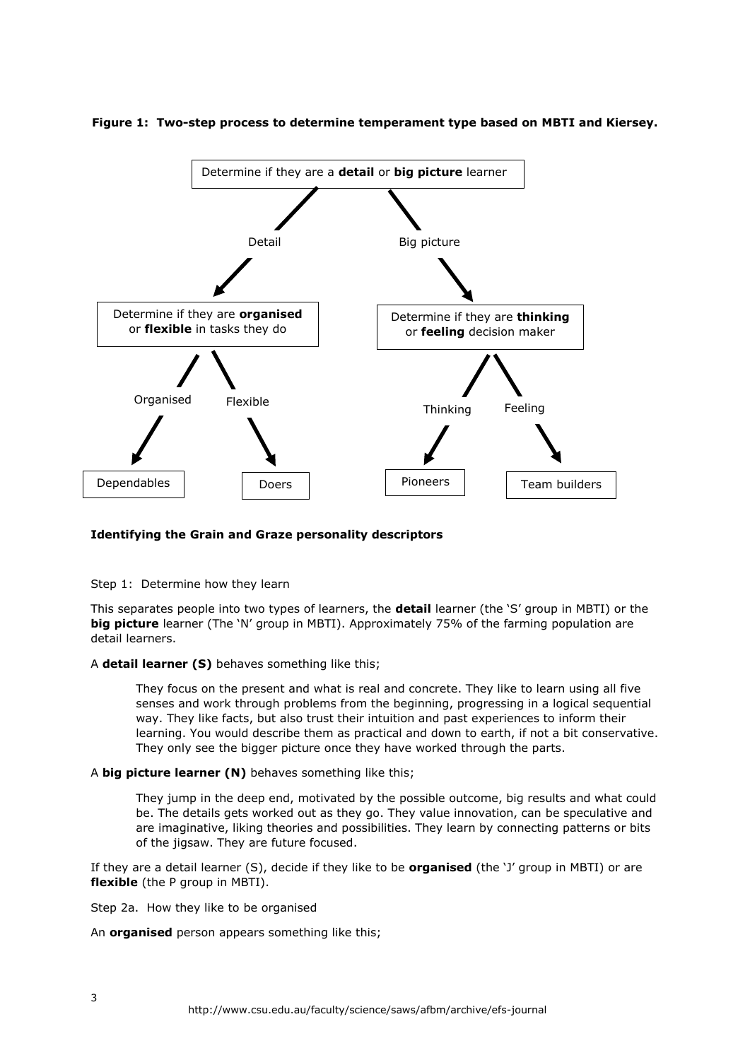**Figure 1: Two-step process to determine temperament type based on MBTI and Kiersey.**

- Determine if they are a **detail** or **big picture** learner
  - Detail → Determine if they are **organised** or **flexible** in tasks they do
    - Organised → Dependables
    - Flexible → Doers
  - Big picture → Determine if they are **thinking** or **feeling** decision maker
    - Thinking → Pioneers
    - Feeling → Team builders

**Identifying the Grain and Graze personality descriptors**

Step 1: Determine how they learn

This separates people into two types of learners, the **detail** learner (the 'S' group in MBTI) or the **big picture** learner (The 'N' group in MBTI). Approximately 75% of the farming population are detail learners.

A **detail learner (S)** behaves something like this;

> They focus on the present and what is real and concrete. They like to learn using all five senses and work through problems from the beginning, progressing in a logical sequential way. They like facts, but also trust their intuition and past experiences to inform their learning. You would describe them as practical and down to earth, if not a bit conservative. They only see the bigger picture once they have worked through the parts.

A **big picture learner (N)** behaves something like this;

> They jump in the deep end, motivated by the possible outcome, big results and what could be. The details gets worked out as they go. They value innovation, can be speculative and are imaginative, liking theories and possibilities. They learn by connecting patterns or bits of the jigsaw. They are future focused.

If they are a detail learner (S), decide if they like to be **organised** (the 'J' group in MBTI) or are **flexible** (the P group in MBTI).

Step 2a. How they like to be organised

An **organised** person appears something like this;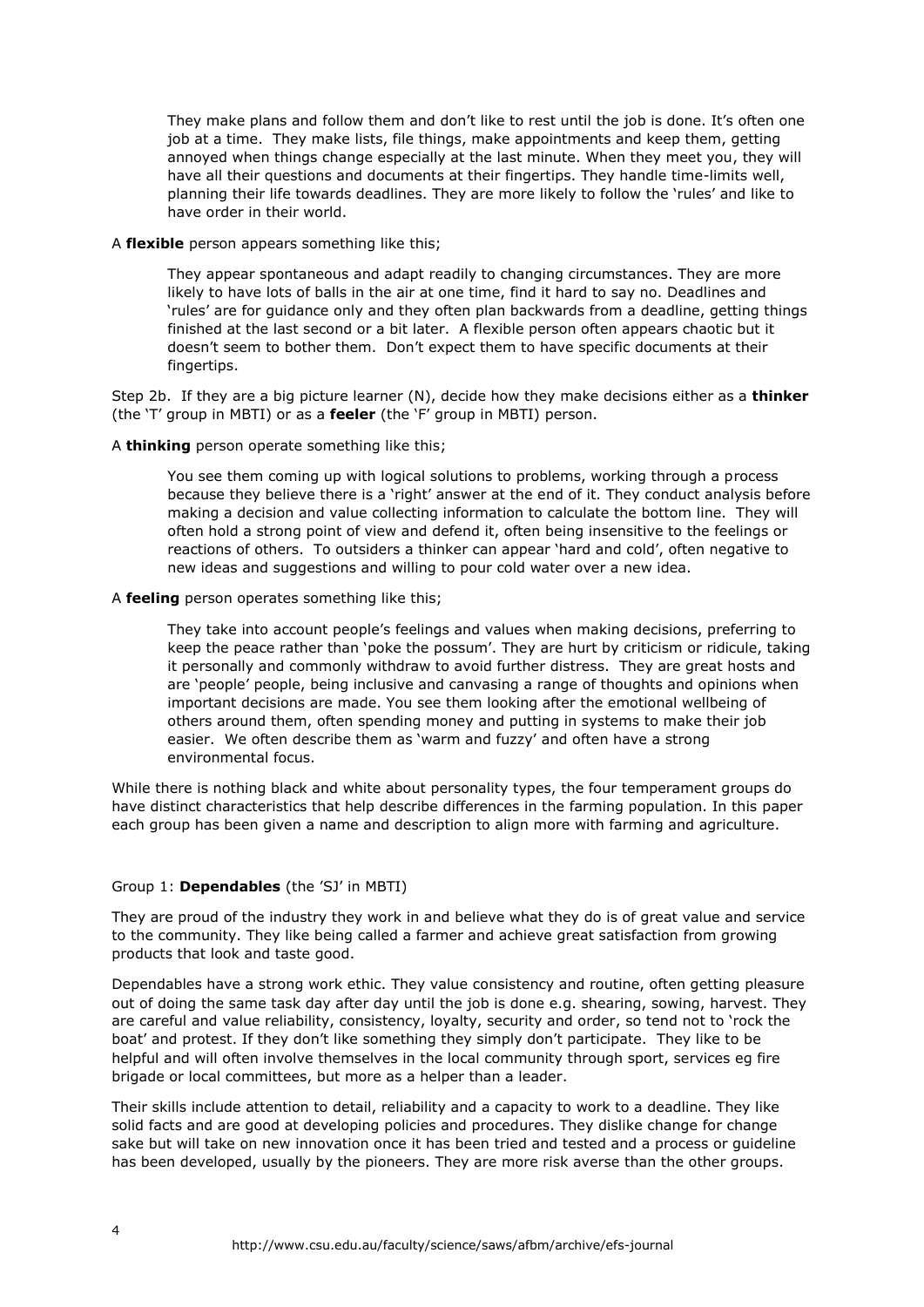They make plans and follow them and don't like to rest until the job is done. It's often one job at a time. They make lists, file things, make appointments and keep them, getting annoyed when things change especially at the last minute. When they meet you, they will have all their questions and documents at their fingertips. They handle time-limits well, planning their life towards deadlines. They are more likely to follow the 'rules' and like to have order in their world.

A **flexible** person appears something like this;

> They appear spontaneous and adapt readily to changing circumstances. They are more likely to have lots of balls in the air at one time, find it hard to say no. Deadlines and 'rules' are for guidance only and they often plan backwards from a deadline, getting things finished at the last second or a bit later. A flexible person often appears chaotic but it doesn't seem to bother them. Don't expect them to have specific documents at their fingertips.

Step 2b. If they are a big picture learner (N), decide how they make decisions either as a **thinker** (the 'T' group in MBTI) or as a **feeler** (the 'F' group in MBTI) person.

A **thinking** person operate something like this;

> You see them coming up with logical solutions to problems, working through a process because they believe there is a 'right' answer at the end of it. They conduct analysis before making a decision and value collecting information to calculate the bottom line. They will often hold a strong point of view and defend it, often being insensitive to the feelings or reactions of others. To outsiders a thinker can appear 'hard and cold', often negative to new ideas and suggestions and willing to pour cold water over a new idea.

A **feeling** person operates something like this;

> They take into account people's feelings and values when making decisions, preferring to keep the peace rather than 'poke the possum'. They are hurt by criticism or ridicule, taking it personally and commonly withdraw to avoid further distress. They are great hosts and are 'people' people, being inclusive and canvasing a range of thoughts and opinions when important decisions are made. You see them looking after the emotional wellbeing of others around them, often spending money and putting in systems to make their job easier. We often describe them as 'warm and fuzzy' and often have a strong environmental focus.

While there is nothing black and white about personality types, the four temperament groups do have distinct characteristics that help describe differences in the farming population. In this paper each group has been given a name and description to align more with farming and agriculture.

Group 1: **Dependables** (the 'SJ' in MBTI)

They are proud of the industry they work in and believe what they do is of great value and service to the community. They like being called a farmer and achieve great satisfaction from growing products that look and taste good.

Dependables have a strong work ethic. They value consistency and routine, often getting pleasure out of doing the same task day after day until the job is done e.g. shearing, sowing, harvest. They are careful and value reliability, consistency, loyalty, security and order, so tend not to 'rock the boat' and protest. If they don't like something they simply don't participate. They like to be helpful and will often involve themselves in the local community through sport, services eg fire brigade or local committees, but more as a helper than a leader.

Their skills include attention to detail, reliability and a capacity to work to a deadline. They like solid facts and are good at developing policies and procedures. They dislike change for change sake but will take on new innovation once it has been tried and tested and a process or guideline has been developed, usually by the pioneers. They are more risk averse than the other groups.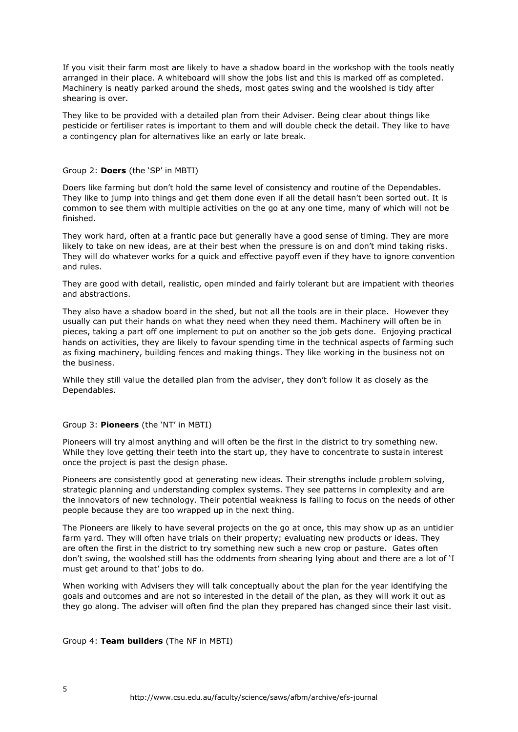If you visit their farm most are likely to have a shadow board in the workshop with the tools neatly arranged in their place. A whiteboard will show the jobs list and this is marked off as completed. Machinery is neatly parked around the sheds, most gates swing and the woolshed is tidy after shearing is over.

They like to be provided with a detailed plan from their Adviser. Being clear about things like pesticide or fertiliser rates is important to them and will double check the detail. They like to have a contingency plan for alternatives like an early or late break.

Group 2: **Doers** (the 'SP' in MBTI)

Doers like farming but don't hold the same level of consistency and routine of the Dependables. They like to jump into things and get them done even if all the detail hasn't been sorted out. It is common to see them with multiple activities on the go at any one time, many of which will not be finished.

They work hard, often at a frantic pace but generally have a good sense of timing. They are more likely to take on new ideas, are at their best when the pressure is on and don't mind taking risks. They will do whatever works for a quick and effective payoff even if they have to ignore convention and rules.

They are good with detail, realistic, open minded and fairly tolerant but are impatient with theories and abstractions.

They also have a shadow board in the shed, but not all the tools are in their place. However they usually can put their hands on what they need when they need them. Machinery will often be in pieces, taking a part off one implement to put on another so the job gets done. Enjoying practical hands on activities, they are likely to favour spending time in the technical aspects of farming such as fixing machinery, building fences and making things. They like working in the business not on the business.

While they still value the detailed plan from the adviser, they don't follow it as closely as the Dependables.

Group 3: **Pioneers** (the 'NT' in MBTI)

Pioneers will try almost anything and will often be the first in the district to try something new. While they love getting their teeth into the start up, they have to concentrate to sustain interest once the project is past the design phase.

Pioneers are consistently good at generating new ideas. Their strengths include problem solving, strategic planning and understanding complex systems. They see patterns in complexity and are the innovators of new technology. Their potential weakness is failing to focus on the needs of other people because they are too wrapped up in the next thing.

The Pioneers are likely to have several projects on the go at once, this may show up as an untidier farm yard. They will often have trials on their property; evaluating new products or ideas. They are often the first in the district to try something new such a new crop or pasture. Gates often don't swing, the woolshed still has the oddments from shearing lying about and there are a lot of 'I must get around to that' jobs to do.

When working with Advisers they will talk conceptually about the plan for the year identifying the goals and outcomes and are not so interested in the detail of the plan, as they will work it out as they go along. The adviser will often find the plan they prepared has changed since their last visit.

Group 4: **Team builders** (The NF in MBTI)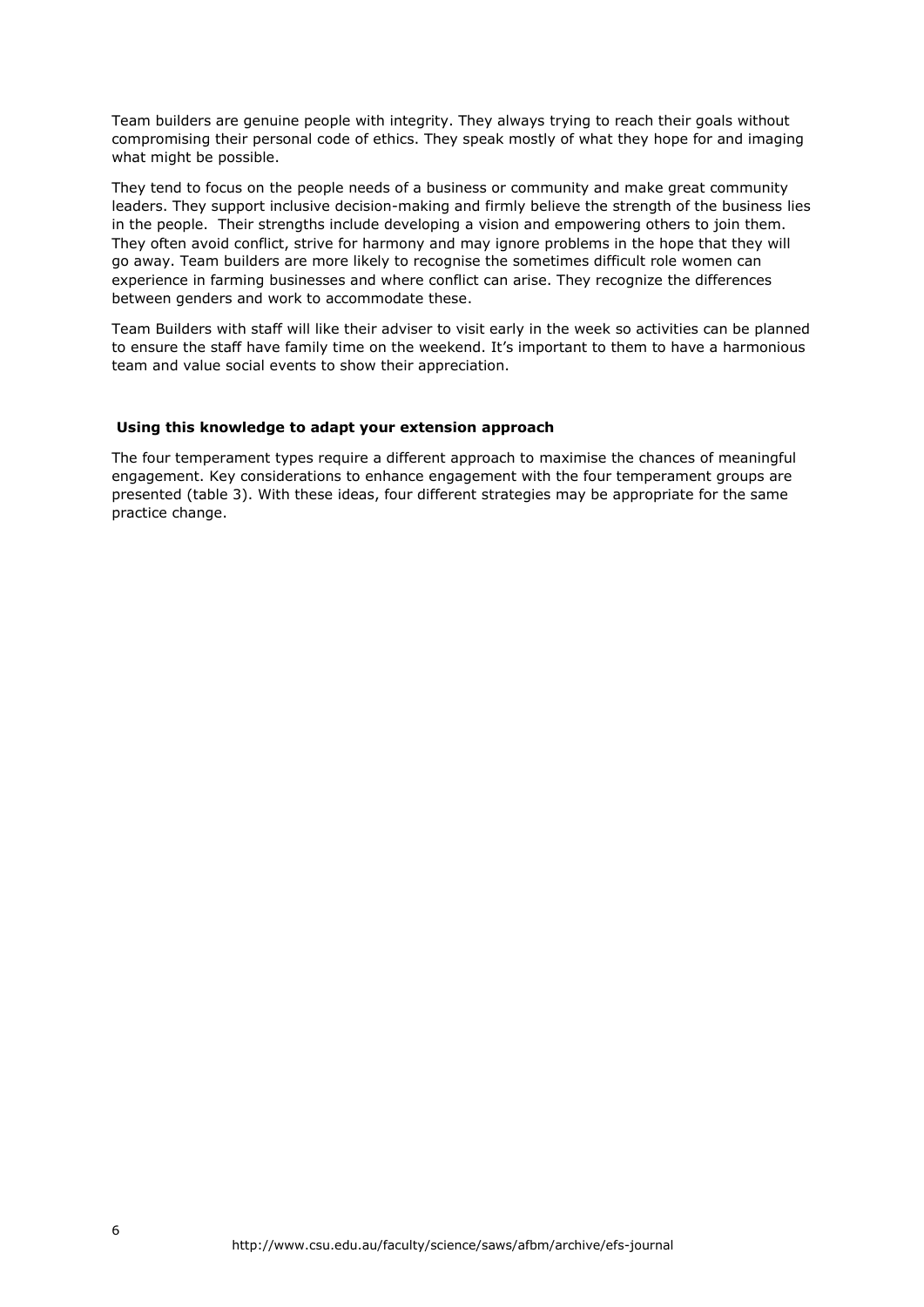Team builders are genuine people with integrity. They always trying to reach their goals without compromising their personal code of ethics. They speak mostly of what they hope for and imaging what might be possible.

They tend to focus on the people needs of a business or community and make great community leaders. They support inclusive decision-making and firmly believe the strength of the business lies in the people. Their strengths include developing a vision and empowering others to join them. They often avoid conflict, strive for harmony and may ignore problems in the hope that they will go away. Team builders are more likely to recognise the sometimes difficult role women can experience in farming businesses and where conflict can arise. They recognize the differences between genders and work to accommodate these.

Team Builders with staff will like their adviser to visit early in the week so activities can be planned to ensure the staff have family time on the weekend. It's important to them to have a harmonious team and value social events to show their appreciation.

### Using this knowledge to adapt your extension approach

The four temperament types require a different approach to maximise the chances of meaningful engagement. Key considerations to enhance engagement with the four temperament groups are presented (table 3). With these ideas, four different strategies may be appropriate for the same practice change.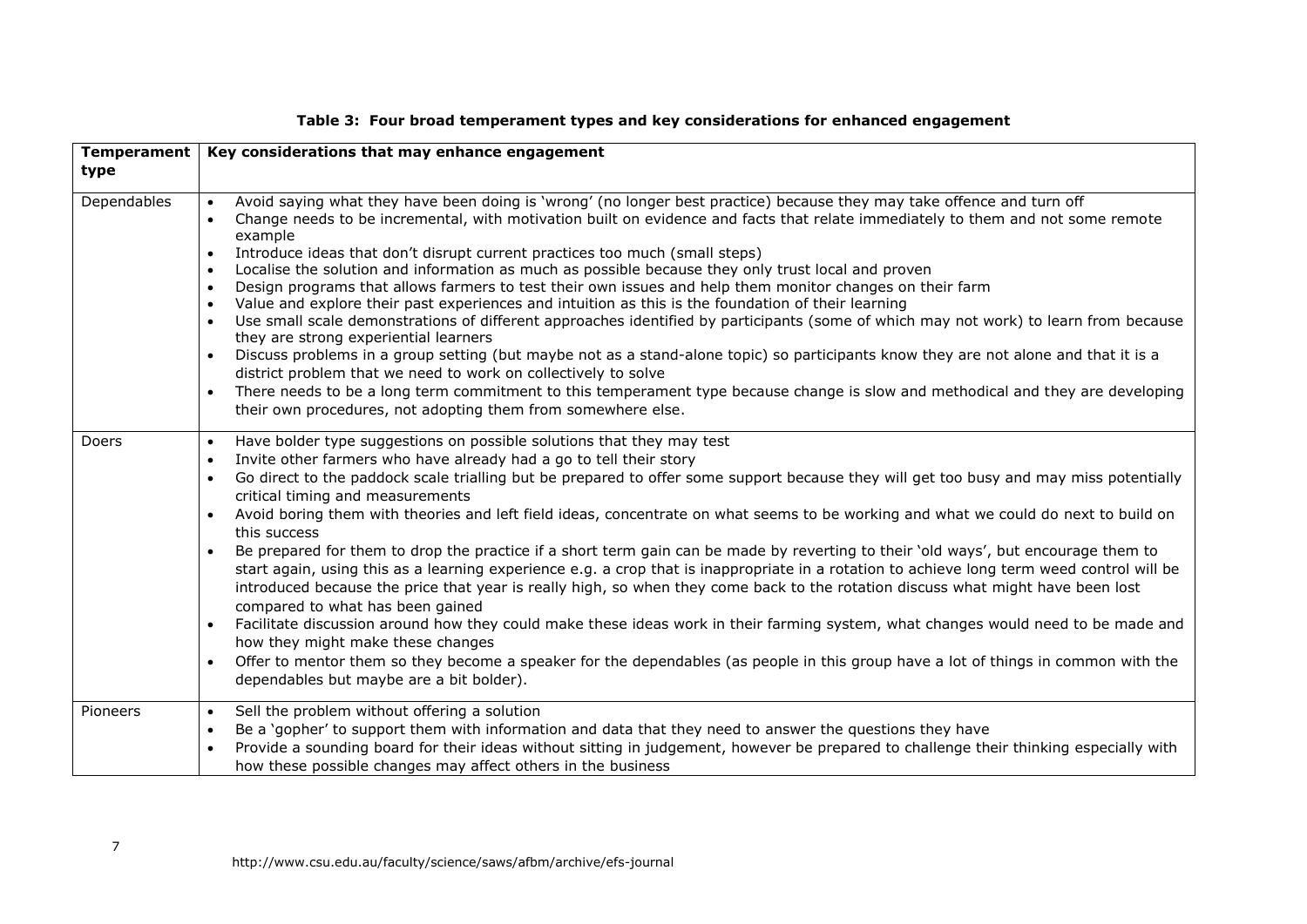**Table 3: Four broad temperament types and key considerations for enhanced engagement**

| Temperament type | Key considerations that may enhance engagement |
|---|---|
| Dependables | • Avoid saying what they have been doing is 'wrong' (no longer best practice) because they may take offence and turn off<br>• Change needs to be incremental, with motivation built on evidence and facts that relate immediately to them and not some remote example<br>• Introduce ideas that don't disrupt current practices too much (small steps)<br>• Localise the solution and information as much as possible because they only trust local and proven<br>• Design programs that allows farmers to test their own issues and help them monitor changes on their farm<br>• Value and explore their past experiences and intuition as this is the foundation of their learning<br>• Use small scale demonstrations of different approaches identified by participants (some of which may not work) to learn from because they are strong experiential learners<br>• Discuss problems in a group setting (but maybe not as a stand-alone topic) so participants know they are not alone and that it is a district problem that we need to work on collectively to solve<br>• There needs to be a long term commitment to this temperament type because change is slow and methodical and they are developing their own procedures, not adopting them from somewhere else. |
| Doers | • Have bolder type suggestions on possible solutions that they may test<br>• Invite other farmers who have already had a go to tell their story<br>• Go direct to the paddock scale trialling but be prepared to offer some support because they will get too busy and may miss potentially critical timing and measurements<br>• Avoid boring them with theories and left field ideas, concentrate on what seems to be working and what we could do next to build on this success<br>• Be prepared for them to drop the practice if a short term gain can be made by reverting to their 'old ways', but encourage them to start again, using this as a learning experience e.g. a crop that is inappropriate in a rotation to achieve long term weed control will be introduced because the price that year is really high, so when they come back to the rotation discuss what might have been lost compared to what has been gained<br>• Facilitate discussion around how they could make these ideas work in their farming system, what changes would need to be made and how they might make these changes<br>• Offer to mentor them so they become a speaker for the dependables (as people in this group have a lot of things in common with the dependables but maybe are a bit bolder). |
| Pioneers | • Sell the problem without offering a solution<br>• Be a 'gopher' to support them with information and data that they need to answer the questions they have<br>• Provide a sounding board for their ideas without sitting in judgement, however be prepared to challenge their thinking especially with how these possible changes may affect others in the business |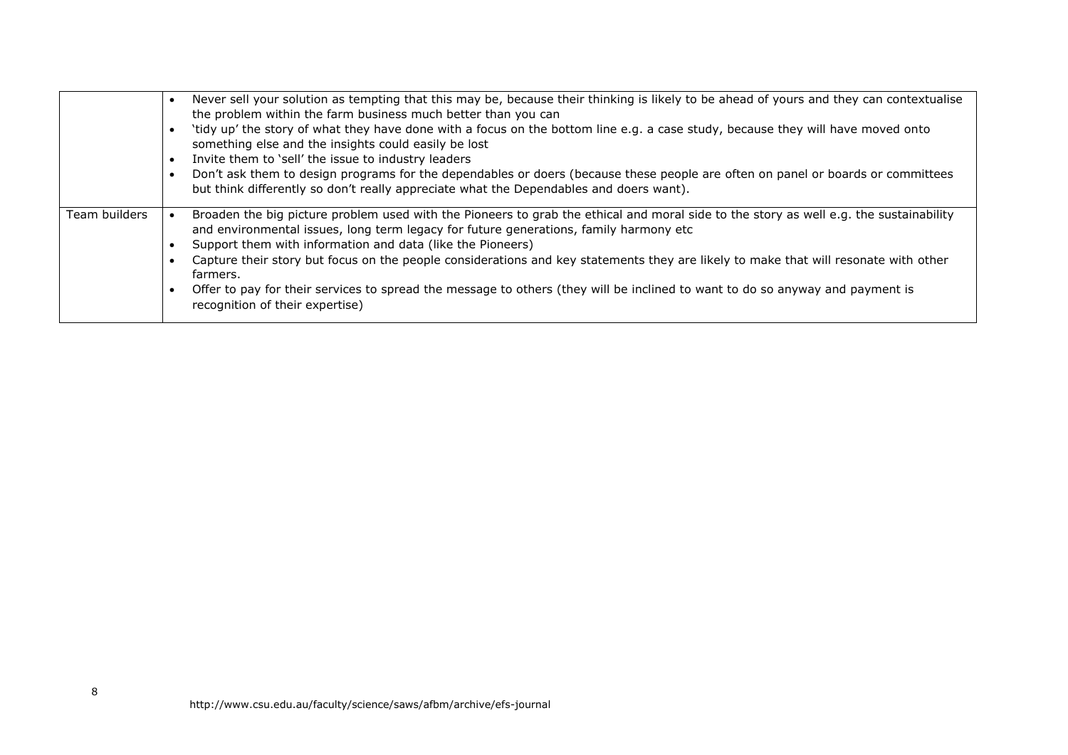| | |
|---|---|
| | • Never sell your solution as tempting that this may be, because their thinking is likely to be ahead of yours and they can contextualise the problem within the farm business much better than you can<br>• 'tidy up' the story of what they have done with a focus on the bottom line e.g. a case study, because they will have moved onto something else and the insights could easily be lost<br>• Invite them to 'sell' the issue to industry leaders<br>• Don't ask them to design programs for the dependables or doers (because these people are often on panel or boards or committees but think differently so don't really appreciate what the Dependables and doers want). |
| Team builders | • Broaden the big picture problem used with the Pioneers to grab the ethical and moral side to the story as well e.g. the sustainability and environmental issues, long term legacy for future generations, family harmony etc<br>• Support them with information and data (like the Pioneers)<br>• Capture their story but focus on the people considerations and key statements they are likely to make that will resonate with other farmers.<br>• Offer to pay for their services to spread the message to others (they will be inclined to want to do so anyway and payment is recognition of their expertise) |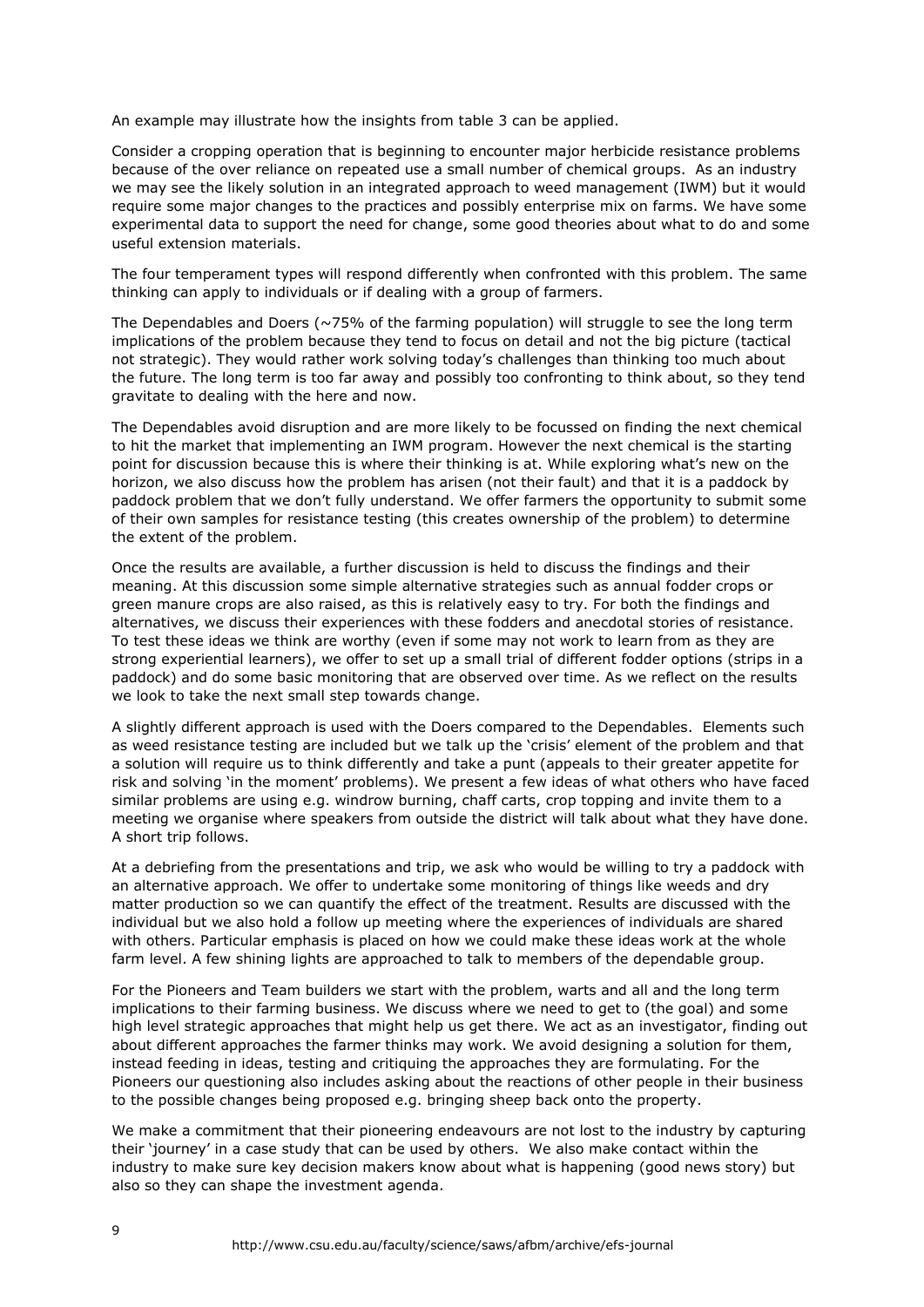An example may illustrate how the insights from table 3 can be applied.

Consider a cropping operation that is beginning to encounter major herbicide resistance problems because of the over reliance on repeated use a small number of chemical groups. As an industry we may see the likely solution in an integrated approach to weed management (IWM) but it would require some major changes to the practices and possibly enterprise mix on farms. We have some experimental data to support the need for change, some good theories about what to do and some useful extension materials.

The four temperament types will respond differently when confronted with this problem. The same thinking can apply to individuals or if dealing with a group of farmers.

The Dependables and Doers (~75% of the farming population) will struggle to see the long term implications of the problem because they tend to focus on detail and not the big picture (tactical not strategic). They would rather work solving today's challenges than thinking too much about the future. The long term is too far away and possibly too confronting to think about, so they tend gravitate to dealing with the here and now.

The Dependables avoid disruption and are more likely to be focussed on finding the next chemical to hit the market that implementing an IWM program. However the next chemical is the starting point for discussion because this is where their thinking is at. While exploring what's new on the horizon, we also discuss how the problem has arisen (not their fault) and that it is a paddock by paddock problem that we don't fully understand. We offer farmers the opportunity to submit some of their own samples for resistance testing (this creates ownership of the problem) to determine the extent of the problem.

Once the results are available, a further discussion is held to discuss the findings and their meaning. At this discussion some simple alternative strategies such as annual fodder crops or green manure crops are also raised, as this is relatively easy to try. For both the findings and alternatives, we discuss their experiences with these fodders and anecdotal stories of resistance. To test these ideas we think are worthy (even if some may not work to learn from as they are strong experiential learners), we offer to set up a small trial of different fodder options (strips in a paddock) and do some basic monitoring that are observed over time. As we reflect on the results we look to take the next small step towards change.

A slightly different approach is used with the Doers compared to the Dependables. Elements such as weed resistance testing are included but we talk up the 'crisis' element of the problem and that a solution will require us to think differently and take a punt (appeals to their greater appetite for risk and solving 'in the moment' problems). We present a few ideas of what others who have faced similar problems are using e.g. windrow burning, chaff carts, crop topping and invite them to a meeting we organise where speakers from outside the district will talk about what they have done. A short trip follows.

At a debriefing from the presentations and trip, we ask who would be willing to try a paddock with an alternative approach. We offer to undertake some monitoring of things like weeds and dry matter production so we can quantify the effect of the treatment. Results are discussed with the individual but we also hold a follow up meeting where the experiences of individuals are shared with others. Particular emphasis is placed on how we could make these ideas work at the whole farm level. A few shining lights are approached to talk to members of the dependable group.

For the Pioneers and Team builders we start with the problem, warts and all and the long term implications to their farming business. We discuss where we need to get to (the goal) and some high level strategic approaches that might help us get there. We act as an investigator, finding out about different approaches the farmer thinks may work. We avoid designing a solution for them, instead feeding in ideas, testing and critiquing the approaches they are formulating. For the Pioneers our questioning also includes asking about the reactions of other people in their business to the possible changes being proposed e.g. bringing sheep back onto the property.

We make a commitment that their pioneering endeavours are not lost to the industry by capturing their 'journey' in a case study that can be used by others. We also make contact within the industry to make sure key decision makers know about what is happening (good news story) but also so they can shape the investment agenda.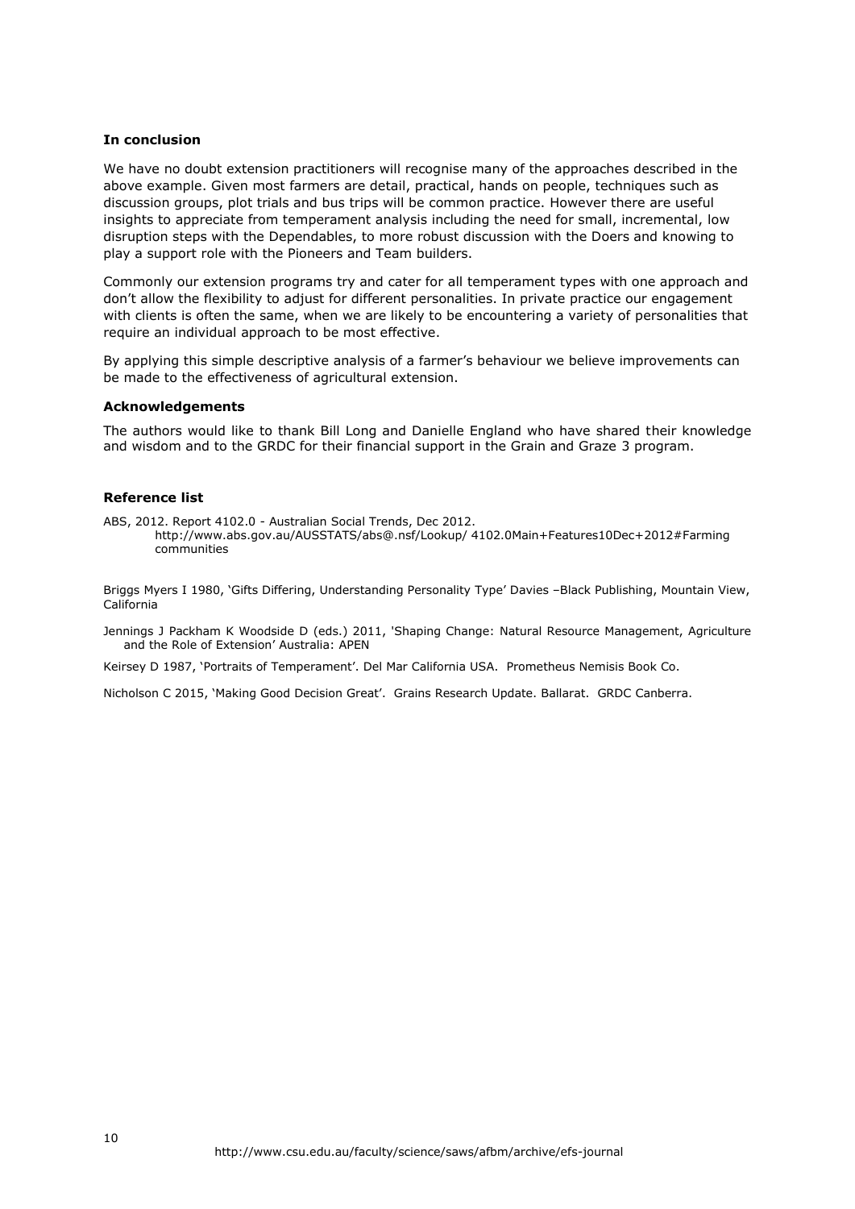### In conclusion

We have no doubt extension practitioners will recognise many of the approaches described in the above example. Given most farmers are detail, practical, hands on people, techniques such as discussion groups, plot trials and bus trips will be common practice. However there are useful insights to appreciate from temperament analysis including the need for small, incremental, low disruption steps with the Dependables, to more robust discussion with the Doers and knowing to play a support role with the Pioneers and Team builders.

Commonly our extension programs try and cater for all temperament types with one approach and don't allow the flexibility to adjust for different personalities. In private practice our engagement with clients is often the same, when we are likely to be encountering a variety of personalities that require an individual approach to be most effective.

By applying this simple descriptive analysis of a farmer's behaviour we believe improvements can be made to the effectiveness of agricultural extension.

### Acknowledgements

The authors would like to thank Bill Long and Danielle England who have shared their knowledge and wisdom and to the GRDC for their financial support in the Grain and Graze 3 program.

### Reference list

ABS, 2012. Report 4102.0 - Australian Social Trends, Dec 2012. http://www.abs.gov.au/AUSSTATS/abs@.nsf/Lookup/ 4102.0Main+Features10Dec+2012#Farming communities

Briggs Myers I 1980, 'Gifts Differing, Understanding Personality Type' Davies –Black Publishing, Mountain View, California

Jennings J Packham K Woodside D (eds.) 2011, 'Shaping Change: Natural Resource Management, Agriculture and the Role of Extension' Australia: APEN

Keirsey D 1987, 'Portraits of Temperament'. Del Mar California USA. Prometheus Nemisis Book Co.

Nicholson C 2015, 'Making Good Decision Great'. Grains Research Update. Ballarat. GRDC Canberra.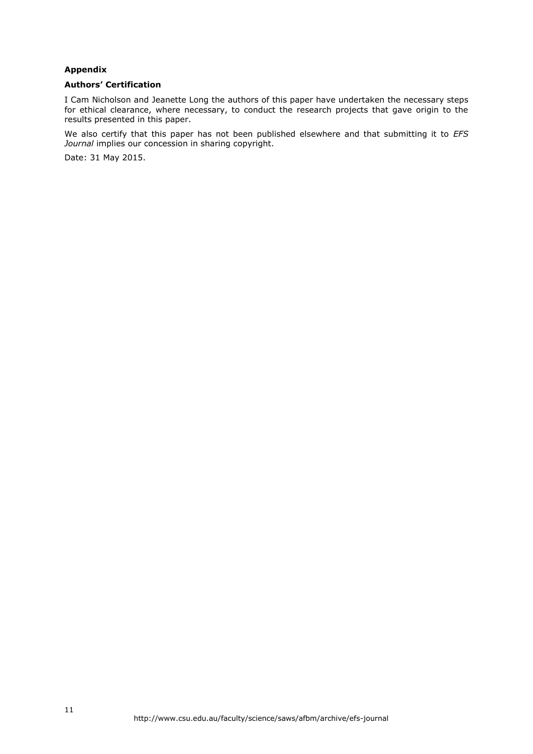## Appendix

### Authors' Certification

I Cam Nicholson and Jeanette Long the authors of this paper have undertaken the necessary steps for ethical clearance, where necessary, to conduct the research projects that gave origin to the results presented in this paper.

We also certify that this paper has not been published elsewhere and that submitting it to *EFS Journal* implies our concession in sharing copyright.

Date: 31 May 2015.